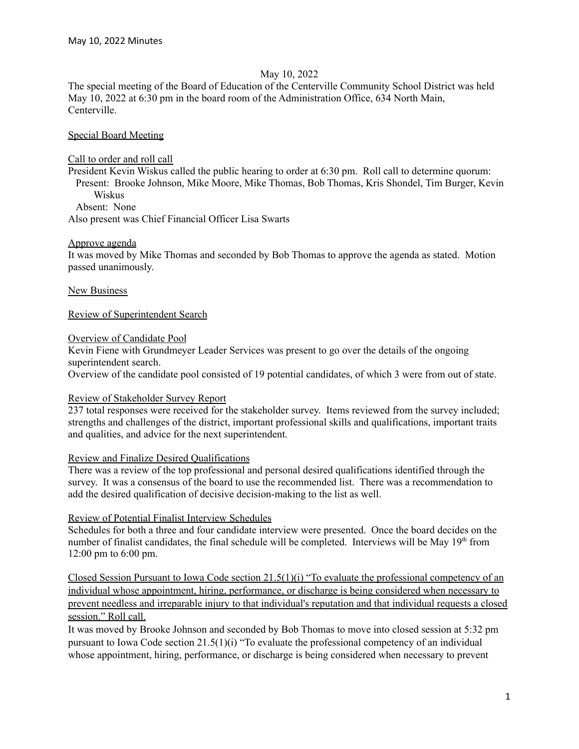May 10, 2022

The special meeting of the Board of Education of the Centerville Community School District was held May 10, 2022 at 6:30 pm in the board room of the Administration Office, 634 North Main, Centerville.

Special Board Meeting

Call to order and roll call

President Kevin Wiskus called the public hearing to order at 6:30 pm. Roll call to determine quorum:

Present: Brooke Johnson, Mike Moore, Mike Thomas, Bob Thomas, Kris Shondel, Tim Burger, Kevin Wiskus

Absent: None

Also present was Chief Financial Officer Lisa Swarts

Approve agenda

It was moved by Mike Thomas and seconded by Bob Thomas to approve the agenda as stated. Motion passed unanimously.

New Business

Review of Superintendent Search

Overview of Candidate Pool

Kevin Fiene with Grundmeyer Leader Services was present to go over the details of the ongoing superintendent search.

Overview of the candidate pool consisted of 19 potential candidates, of which 3 were from out of state.

Review of Stakeholder Survey Report

237 total responses were received for the stakeholder survey. Items reviewed from the survey included; strengths and challenges of the district, important professional skills and qualifications, important traits and qualities, and advice for the next superintendent.

Review and Finalize Desired Qualifications

There was a review of the top professional and personal desired qualifications identified through the survey. It was a consensus of the board to use the recommended list. There was a recommendation to add the desired qualification of decisive decision-making to the list as well.

Review of Potential Finalist Interview Schedules

Schedules for both a three and four candidate interview were presented. Once the board decides on the number of finalist candidates, the final schedule will be completed. Interviews will be May 19th from 12:00 pm to 6:00 pm.

Closed Session Pursuant to Iowa Code section 21.5(1)(i) "To evaluate the professional competency of an individual whose appointment, hiring, performance, or discharge is being considered when necessary to prevent needless and irreparable injury to that individual's reputation and that individual requests a closed session." Roll call.

It was moved by Brooke Johnson and seconded by Bob Thomas to move into closed session at 5:32 pm pursuant to Iowa Code section 21.5(1)(i) "To evaluate the professional competency of an individual whose appointment, hiring, performance, or discharge is being considered when necessary to prevent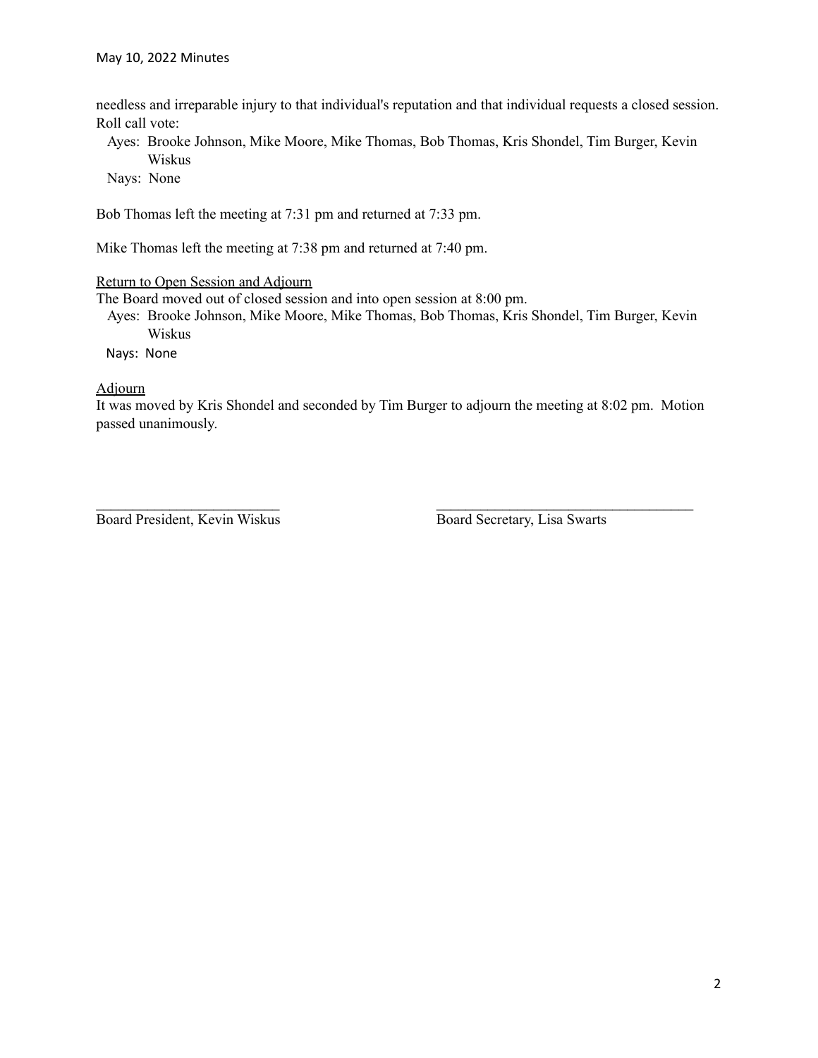needless and irreparable injury to that individual's reputation and that individual requests a closed session. Roll call vote:

Ayes: Brooke Johnson, Mike Moore, Mike Thomas, Bob Thomas, Kris Shondel, Tim Burger, Kevin Wiskus
Nays: None

Bob Thomas left the meeting at 7:31 pm and returned at 7:33 pm.

Mike Thomas left the meeting at 7:38 pm and returned at 7:40 pm.

Return to Open Session and Adjourn

The Board moved out of closed session and into open session at 8:00 pm.

Ayes: Brooke Johnson, Mike Moore, Mike Thomas, Bob Thomas, Kris Shondel, Tim Burger, Kevin Wiskus
Nays: None

Adjourn

It was moved by Kris Shondel and seconded by Tim Burger to adjourn the meeting at 8:02 pm. Motion passed unanimously.

\_\_\_\_\_\_\_\_\_\_\_\_\_\_\_\_\_\_\_\_\_\_\_\_\_\_
Board President, Kevin Wiskus

\_\_\_\_\_\_\_\_\_\_\_\_\_\_\_\_\_\_\_\_\_\_\_\_\_\_\_\_\_\_\_\_\_\_\_\_\_
Board Secretary, Lisa Swarts